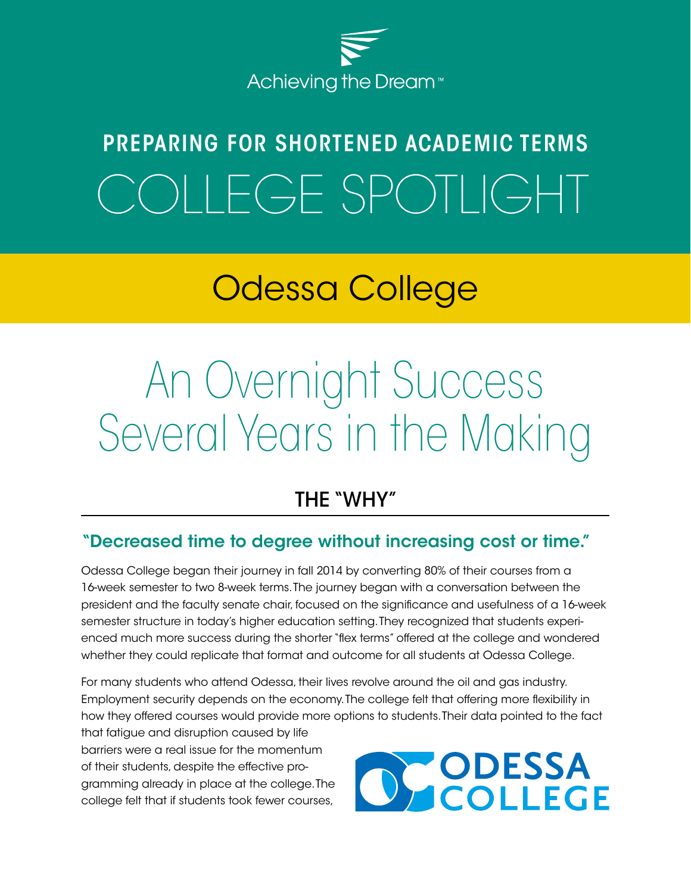Achieving the Dream™

# PREPARING FOR SHORTENED ACADEMIC TERMS

# COLLEGE SPOTLIGHT

## Odessa College

# An Overnight Success Several Years in the Making

## THE "WHY"

### "Decreased time to degree without increasing cost or time."

Odessa College began their journey in fall 2014 by converting 80% of their courses from a 16-week semester to two 8-week terms. The journey began with a conversation between the president and the faculty senate chair, focused on the significance and usefulness of a 16-week semester structure in today's higher education setting. They recognized that students experienced much more success during the shorter "flex terms" offered at the college and wondered whether they could replicate that format and outcome for all students at Odessa College.

For many students who attend Odessa, their lives revolve around the oil and gas industry. Employment security depends on the economy. The college felt that offering more flexibility in how they offered courses would provide more options to students. Their data pointed to the fact that fatigue and disruption caused by life barriers were a real issue for the momentum of their students, despite the effective programming already in place at the college. The college felt that if students took fewer courses,

ODESSA COLLEGE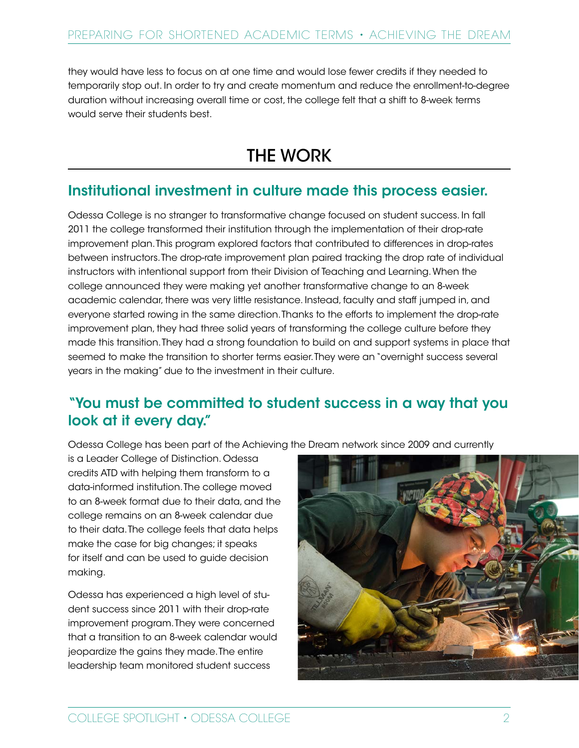they would have less to focus on at one time and would lose fewer credits if they needed to temporarily stop out. In order to try and create momentum and reduce the enrollment-to-degree duration without increasing overall time or cost, the college felt that a shift to 8-week terms would serve their students best.

# THE WORK

## Institutional investment in culture made this process easier.

Odessa College is no stranger to transformative change focused on student success. In fall 2011 the college transformed their institution through the implementation of their drop-rate improvement plan. This program explored factors that contributed to differences in drop-rates between instructors. The drop-rate improvement plan paired tracking the drop rate of individual instructors with intentional support from their Division of Teaching and Learning. When the college announced they were making yet another transformative change to an 8-week academic calendar, there was very little resistance. Instead, faculty and staff jumped in, and everyone started rowing in the same direction. Thanks to the efforts to implement the drop-rate improvement plan, they had three solid years of transforming the college culture before they made this transition. They had a strong foundation to build on and support systems in place that seemed to make the transition to shorter terms easier. They were an "overnight success several years in the making" due to the investment in their culture.

## "You must be committed to student success in a way that you look at it every day."

Odessa College has been part of the Achieving the Dream network since 2009 and currently is a Leader College of Distinction. Odessa credits ATD with helping them transform to a data-informed institution. The college moved to an 8-week format due to their data, and the college remains on an 8-week calendar due to their data. The college feels that data helps make the case for big changes; it speaks for itself and can be used to guide decision making.

Odessa has experienced a high level of student success since 2011 with their drop-rate improvement program. They were concerned that a transition to an 8-week calendar would jeopardize the gains they made. The entire leadership team monitored student success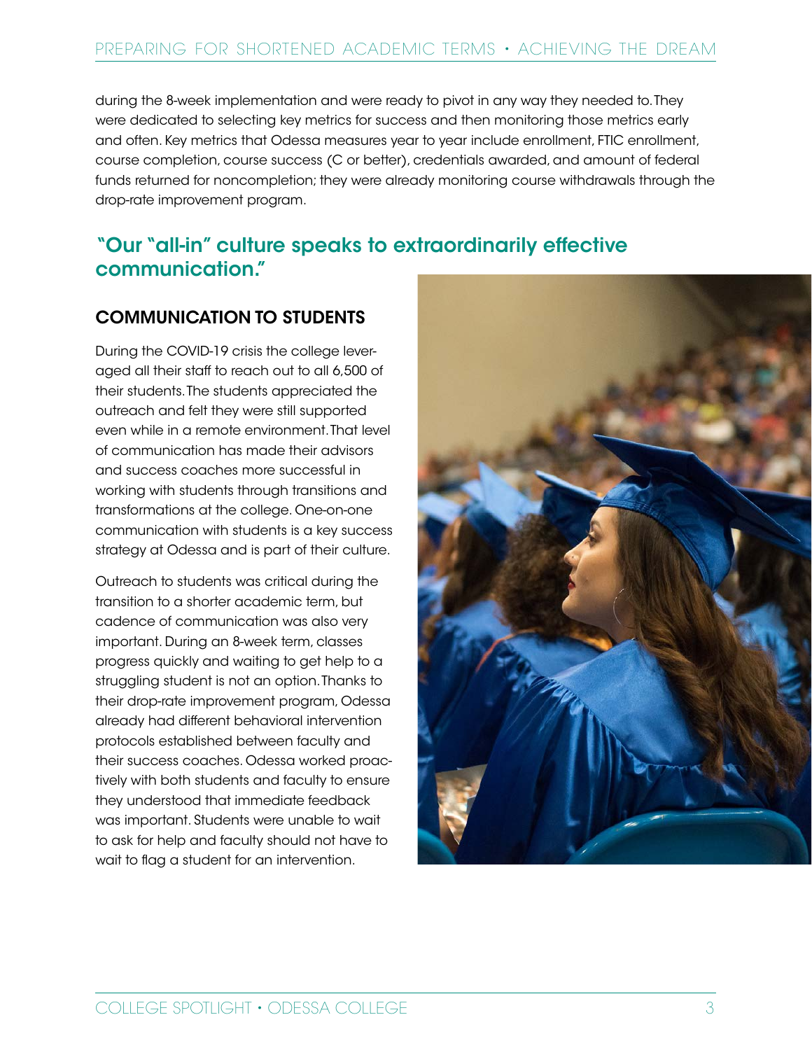during the 8-week implementation and were ready to pivot in any way they needed to. They were dedicated to selecting key metrics for success and then monitoring those metrics early and often. Key metrics that Odessa measures year to year include enrollment, FTIC enrollment, course completion, course success (C or better), credentials awarded, and amount of federal funds returned for noncompletion; they were already monitoring course withdrawals through the drop-rate improvement program.

## "Our "all-in" culture speaks to extraordinarily effective communication."

### COMMUNICATION TO STUDENTS

During the COVID-19 crisis the college leveraged all their staff to reach out to all 6,500 of their students. The students appreciated the outreach and felt they were still supported even while in a remote environment. That level of communication has made their advisors and success coaches more successful in working with students through transitions and transformations at the college. One-on-one communication with students is a key success strategy at Odessa and is part of their culture.

Outreach to students was critical during the transition to a shorter academic term, but cadence of communication was also very important. During an 8-week term, classes progress quickly and waiting to get help to a struggling student is not an option. Thanks to their drop-rate improvement program, Odessa already had different behavioral intervention protocols established between faculty and their success coaches. Odessa worked proactively with both students and faculty to ensure they understood that immediate feedback was important. Students were unable to wait to ask for help and faculty should not have to wait to flag a student for an intervention.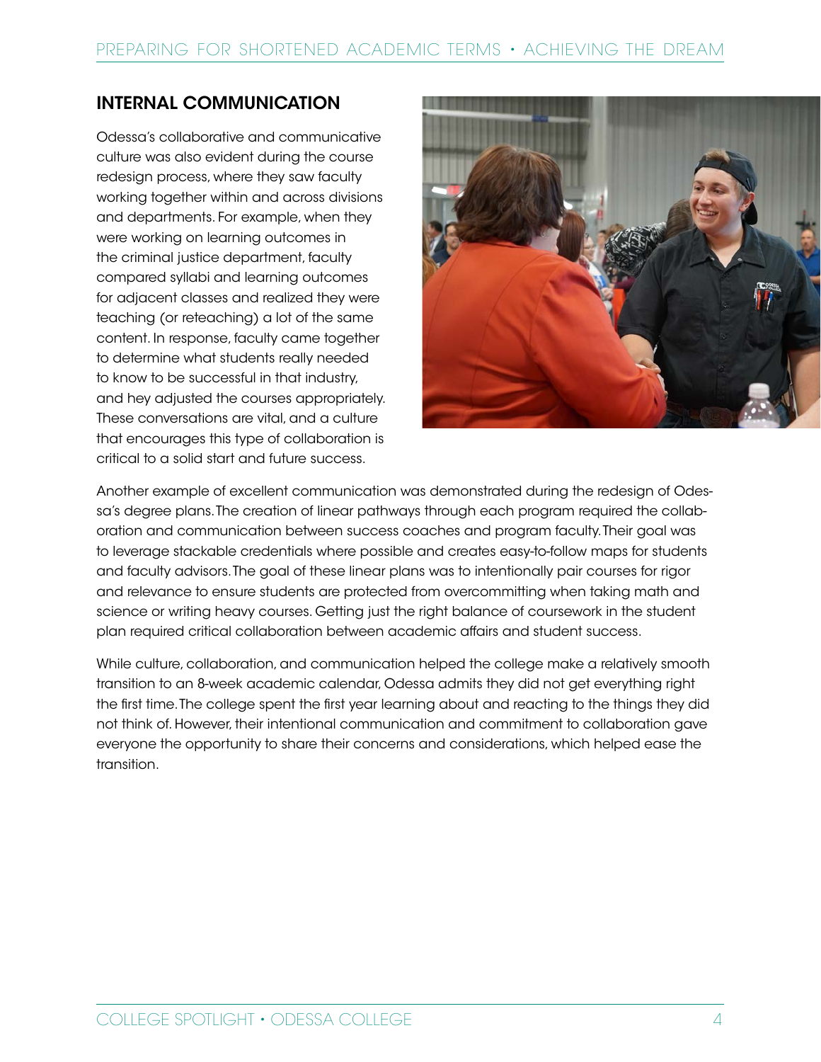## INTERNAL COMMUNICATION

Odessa's collaborative and communicative culture was also evident during the course redesign process, where they saw faculty working together within and across divisions and departments. For example, when they were working on learning outcomes in the criminal justice department, faculty compared syllabi and learning outcomes for adjacent classes and realized they were teaching (or reteaching) a lot of the same content. In response, faculty came together to determine what students really needed to know to be successful in that industry, and hey adjusted the courses appropriately. These conversations are vital, and a culture that encourages this type of collaboration is critical to a solid start and future success.

Another example of excellent communication was demonstrated during the redesign of Odessa's degree plans. The creation of linear pathways through each program required the collaboration and communication between success coaches and program faculty. Their goal was to leverage stackable credentials where possible and creates easy-to-follow maps for students and faculty advisors. The goal of these linear plans was to intentionally pair courses for rigor and relevance to ensure students are protected from overcommitting when taking math and science or writing heavy courses. Getting just the right balance of coursework in the student plan required critical collaboration between academic affairs and student success.

While culture, collaboration, and communication helped the college make a relatively smooth transition to an 8-week academic calendar, Odessa admits they did not get everything right the first time. The college spent the first year learning about and reacting to the things they did not think of. However, their intentional communication and commitment to collaboration gave everyone the opportunity to share their concerns and considerations, which helped ease the transition.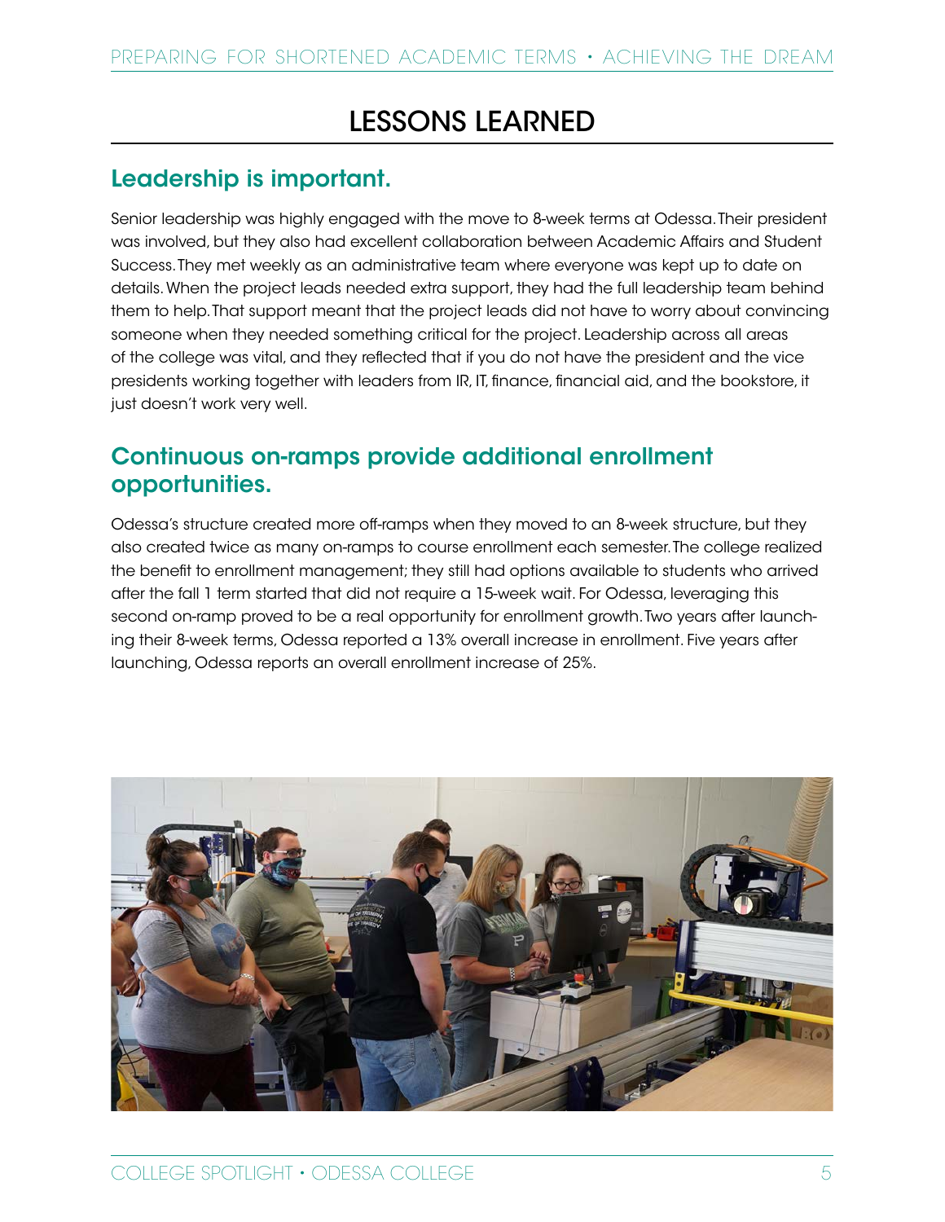# LESSONS LEARNED

## Leadership is important.

Senior leadership was highly engaged with the move to 8-week terms at Odessa. Their president was involved, but they also had excellent collaboration between Academic Affairs and Student Success. They met weekly as an administrative team where everyone was kept up to date on details. When the project leads needed extra support, they had the full leadership team behind them to help. That support meant that the project leads did not have to worry about convincing someone when they needed something critical for the project. Leadership across all areas of the college was vital, and they reflected that if you do not have the president and the vice presidents working together with leaders from IR, IT, finance, financial aid, and the bookstore, it just doesn't work very well.

## Continuous on-ramps provide additional enrollment opportunities.

Odessa's structure created more off-ramps when they moved to an 8-week structure, but they also created twice as many on-ramps to course enrollment each semester. The college realized the benefit to enrollment management; they still had options available to students who arrived after the fall 1 term started that did not require a 15-week wait. For Odessa, leveraging this second on-ramp proved to be a real opportunity for enrollment growth. Two years after launching their 8-week terms, Odessa reported a 13% overall increase in enrollment. Five years after launching, Odessa reports an overall enrollment increase of 25%.